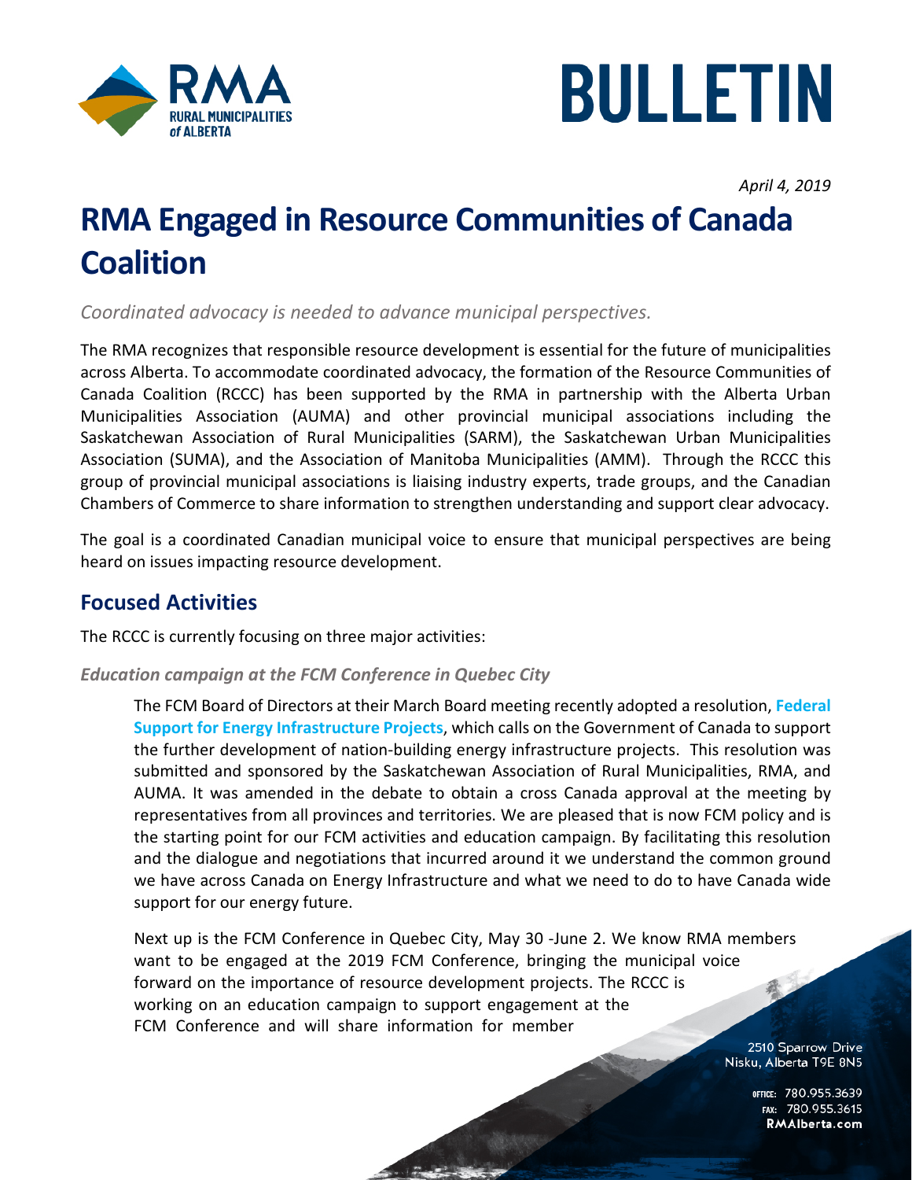# BULLETIN

*April 4, 2019*

# RMA Engaged in Resource Communities of Canada Coalition

*Coordinated advocacy is needed to advance municipal perspectives.*

The RMA recognizes that responsible resource development is essential for the future of municipalities across Alberta. To accommodate coordinated advocacy, the formation of the Resource Communities of Canada Coalition (RCCC) has been supported by the RMA in partnership with the Alberta Urban Municipalities Association (AUMA) and other provincial municipal associations including the Saskatchewan Association of Rural Municipalities (SARM), the Saskatchewan Urban Municipalities Association (SUMA), and the Association of Manitoba Municipalities (AMM). Through the RCCC this group of provincial municipal associations is liaising industry experts, trade groups, and the Canadian Chambers of Commerce to share information to strengthen understanding and support clear advocacy.

The goal is a coordinated Canadian municipal voice to ensure that municipal perspectives are being heard on issues impacting resource development.

## Focused Activities

The RCCC is currently focusing on three major activities:

### *Education campaign at the FCM Conference in Quebec City*

The FCM Board of Directors at their March Board meeting recently adopted a resolution, **Federal Support for Energy Infrastructure Projects**, which calls on the Government of Canada to support the further development of nation-building energy infrastructure projects. This resolution was submitted and sponsored by the Saskatchewan Association of Rural Municipalities, RMA, and AUMA. It was amended in the debate to obtain a cross Canada approval at the meeting by representatives from all provinces and territories. We are pleased that is now FCM policy and is the starting point for our FCM activities and education campaign. By facilitating this resolution and the dialogue and negotiations that incurred around it we understand the common ground we have across Canada on Energy Infrastructure and what we need to do to have Canada wide support for our energy future.

Next up is the FCM Conference in Quebec City, May 30 -June 2. We know RMA members want to be engaged at the 2019 FCM Conference, bringing the municipal voice forward on the importance of resource development projects. The RCCC is working on an education campaign to support engagement at the FCM Conference and will share information for member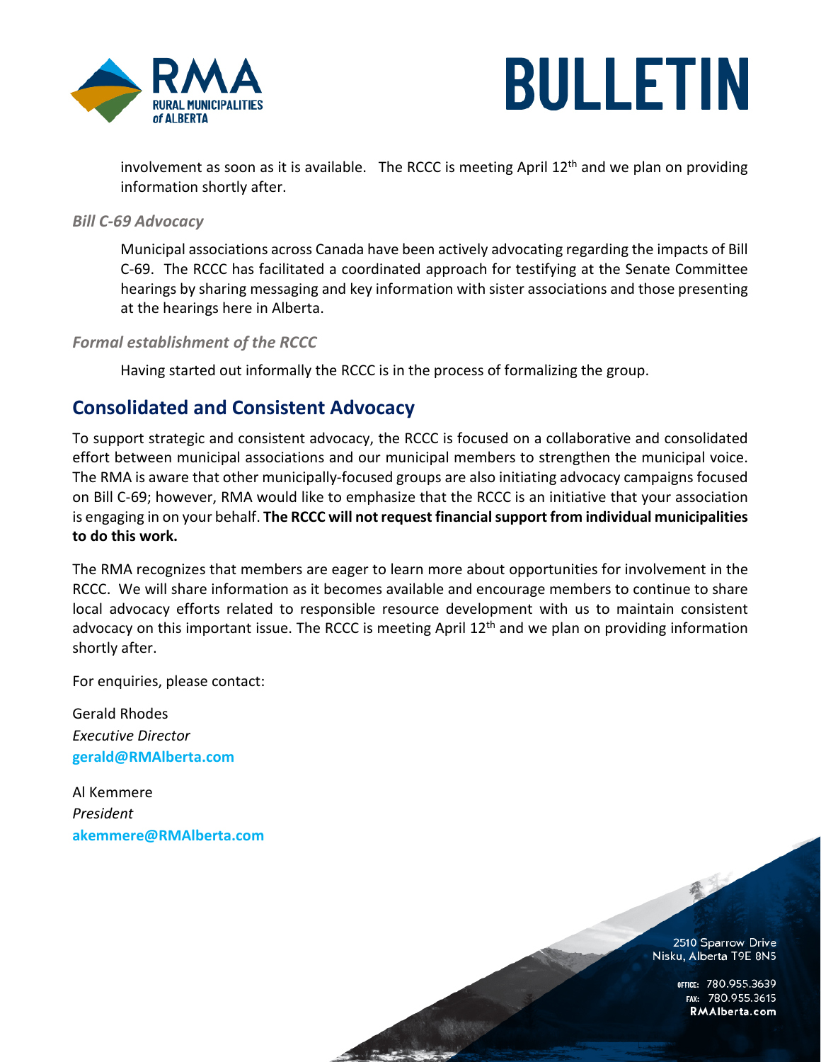involvement as soon as it is available. The RCCC is meeting April 12th and we plan on providing information shortly after.

*Bill C-69 Advocacy*

Municipal associations across Canada have been actively advocating regarding the impacts of Bill C-69. The RCCC has facilitated a coordinated approach for testifying at the Senate Committee hearings by sharing messaging and key information with sister associations and those presenting at the hearings here in Alberta.

*Formal establishment of the RCCC*

Having started out informally the RCCC is in the process of formalizing the group.

## Consolidated and Consistent Advocacy

To support strategic and consistent advocacy, the RCCC is focused on a collaborative and consolidated effort between municipal associations and our municipal members to strengthen the municipal voice. The RMA is aware that other municipally-focused groups are also initiating advocacy campaigns focused on Bill C-69; however, RMA would like to emphasize that the RCCC is an initiative that your association is engaging in on your behalf. **The RCCC will not request financial support from individual municipalities to do this work.**

The RMA recognizes that members are eager to learn more about opportunities for involvement in the RCCC. We will share information as it becomes available and encourage members to continue to share local advocacy efforts related to responsible resource development with us to maintain consistent advocacy on this important issue. The RCCC is meeting April 12th and we plan on providing information shortly after.

For enquiries, please contact:

Gerald Rhodes
*Executive Director*
**gerald@RMAlberta.com**

Al Kemmere
*President*
**akemmere@RMAlberta.com**